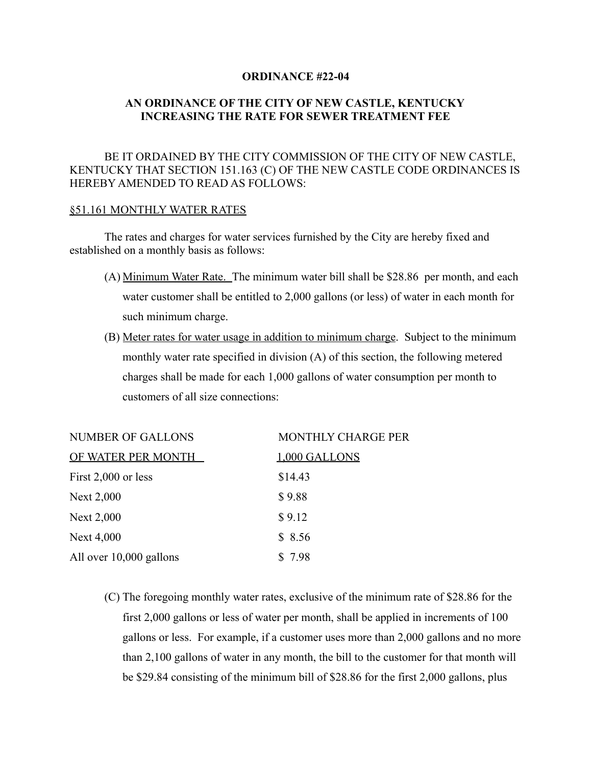**ORDINANCE #22-04**

**AN ORDINANCE OF THE CITY OF NEW CASTLE, KENTUCKY INCREASING THE RATE FOR SEWER TREATMENT FEE**

BE IT ORDAINED BY THE CITY COMMISSION OF THE CITY OF NEW CASTLE, KENTUCKY THAT SECTION 151.163 (C) OF THE NEW CASTLE CODE ORDINANCES IS HEREBY AMENDED TO READ AS FOLLOWS:

§51.161 MONTHLY WATER RATES

The rates and charges for water services furnished by the City are hereby fixed and established on a monthly basis as follows:

(A) Minimum Water Rate. The minimum water bill shall be $28.86 per month, and each water customer shall be entitled to 2,000 gallons (or less) of water in each month for such minimum charge.

(B) Meter rates for water usage in addition to minimum charge. Subject to the minimum monthly water rate specified in division (A) of this section, the following metered charges shall be made for each 1,000 gallons of water consumption per month to customers of all size connections:

| NUMBER OF GALLONS OF WATER PER MONTH | MONTHLY CHARGE PER 1,000 GALLONS |
|---|---|
| First 2,000 or less | $14.43 |
| Next 2,000 | $ 9.88 |
| Next 2,000 | $ 9.12 |
| Next 4,000 | $ 8.56 |
| All over 10,000 gallons | $ 7.98 |

(C) The foregoing monthly water rates, exclusive of the minimum rate of $28.86 for the first 2,000 gallons or less of water per month, shall be applied in increments of 100 gallons or less. For example, if a customer uses more than 2,000 gallons and no more than 2,100 gallons of water in any month, the bill to the customer for that month will be $29.84 consisting of the minimum bill of $28.86 for the first 2,000 gallons, plus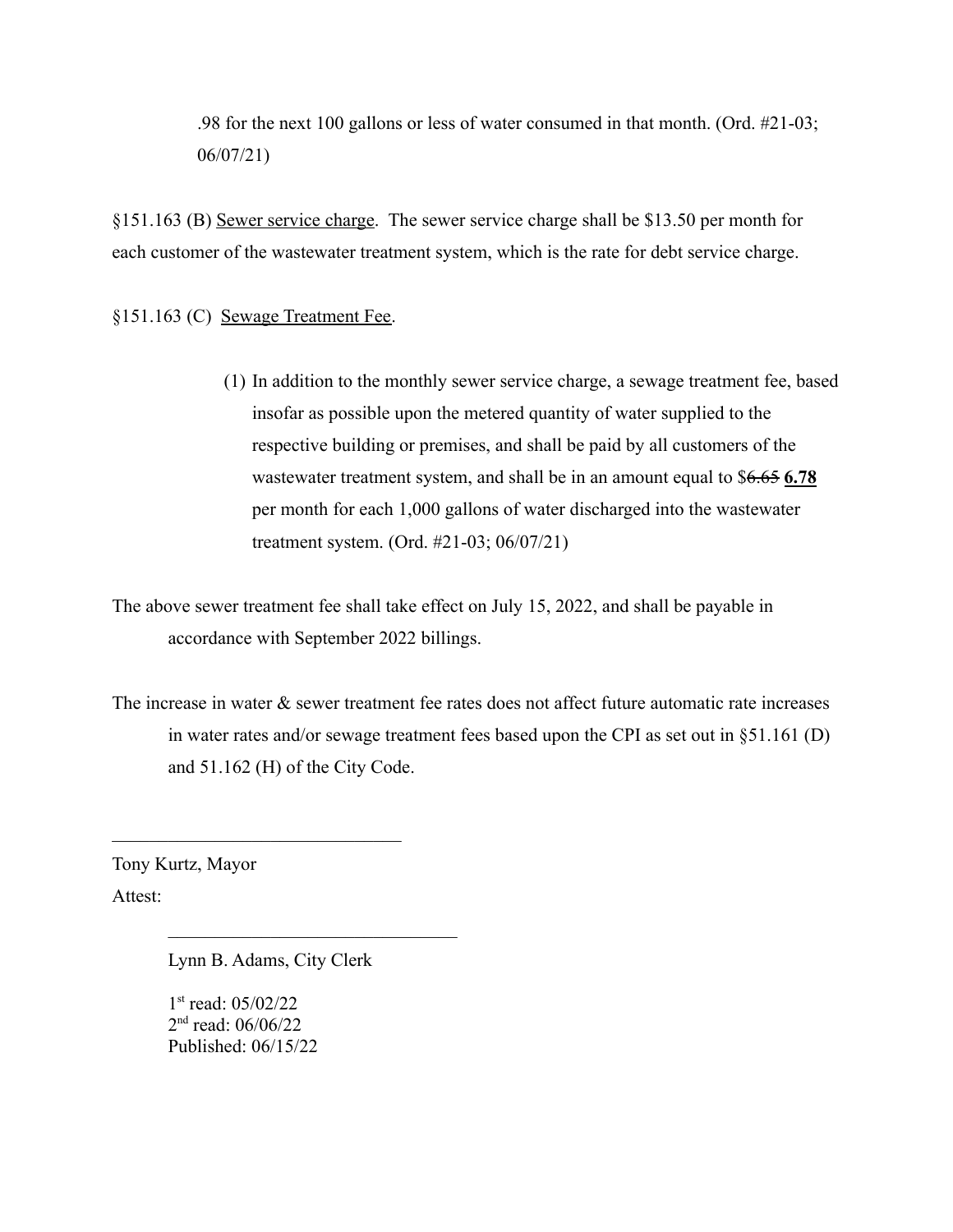.98 for the next 100 gallons or less of water consumed in that month. (Ord. #21-03; 06/07/21)

§151.163 (B) Sewer service charge. The sewer service charge shall be $13.50 per month for each customer of the wastewater treatment system, which is the rate for debt service charge.

§151.163 (C) Sewage Treatment Fee.

(1) In addition to the monthly sewer service charge, a sewage treatment fee, based insofar as possible upon the metered quantity of water supplied to the respective building or premises, and shall be paid by all customers of the wastewater treatment system, and shall be in an amount equal to $~~6.65~~ **6.78** per month for each 1,000 gallons of water discharged into the wastewater treatment system. (Ord. #21-03; 06/07/21)

The above sewer treatment fee shall take effect on July 15, 2022, and shall be payable in accordance with September 2022 billings.

The increase in water & sewer treatment fee rates does not affect future automatic rate increases in water rates and/or sewage treatment fees based upon the CPI as set out in §51.161 (D) and 51.162 (H) of the City Code.

______________________________

Tony Kurtz, Mayor

Attest:

______________________________

Lynn B. Adams, City Clerk

1st read: 05/02/22
2nd read: 06/06/22
Published: 06/15/22